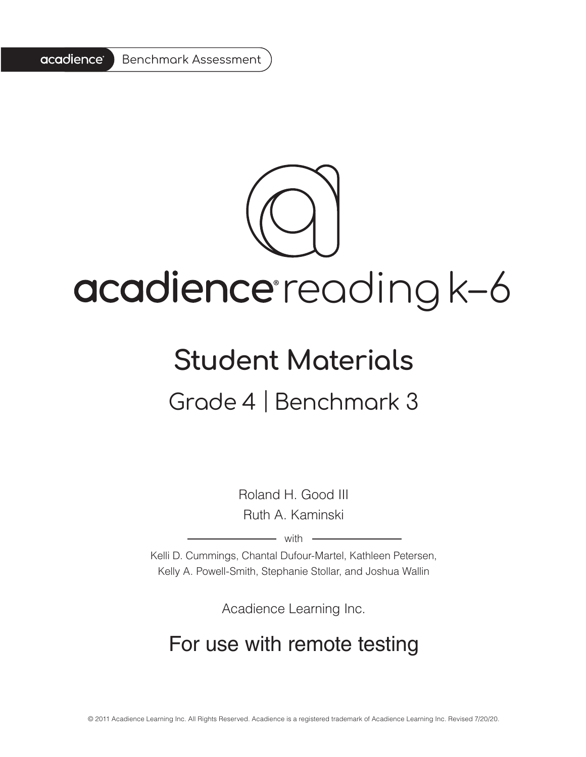acadience® Benchmark Assessment

# acadience® reading k–6

## Student Materials

### Grade 4 | Benchmark 3

Roland H. Good III
Ruth A. Kaminski

with

Kelli D. Cummings, Chantal Dufour-Martel, Kathleen Petersen,
Kelly A. Powell-Smith, Stephanie Stollar, and Joshua Wallin

Acadience Learning Inc.

## For use with remote testing

© 2011 Acadience Learning Inc. All Rights Reserved. Acadience is a registered trademark of Acadience Learning Inc. Revised 7/20/20.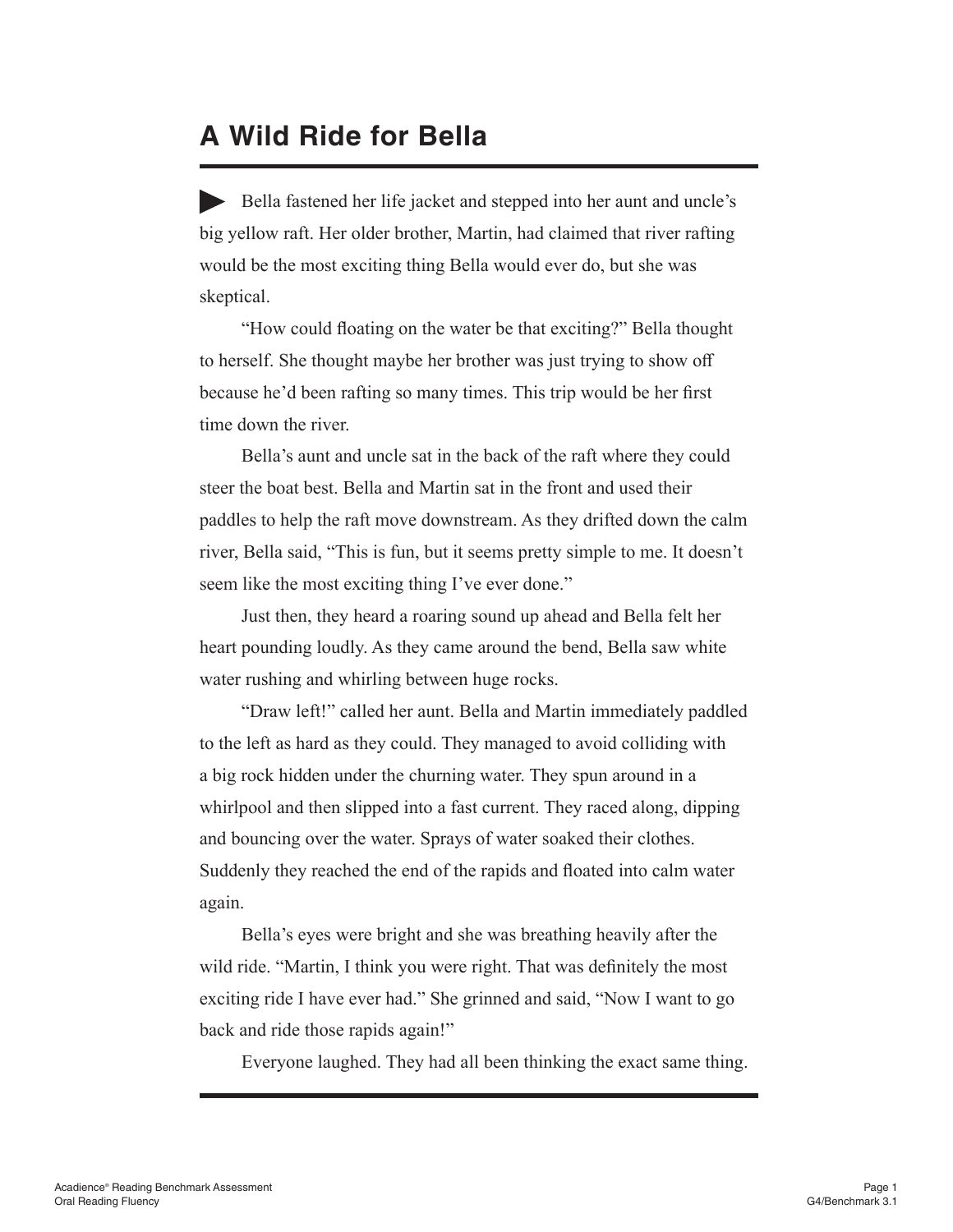# A Wild Ride for Bella

Bella fastened her life jacket and stepped into her aunt and uncle's big yellow raft. Her older brother, Martin, had claimed that river rafting would be the most exciting thing Bella would ever do, but she was skeptical.

"How could floating on the water be that exciting?" Bella thought to herself. She thought maybe her brother was just trying to show off because he'd been rafting so many times. This trip would be her first time down the river.

Bella's aunt and uncle sat in the back of the raft where they could steer the boat best. Bella and Martin sat in the front and used their paddles to help the raft move downstream. As they drifted down the calm river, Bella said, "This is fun, but it seems pretty simple to me. It doesn't seem like the most exciting thing I've ever done."

Just then, they heard a roaring sound up ahead and Bella felt her heart pounding loudly. As they came around the bend, Bella saw white water rushing and whirling between huge rocks.

"Draw left!" called her aunt. Bella and Martin immediately paddled to the left as hard as they could. They managed to avoid colliding with a big rock hidden under the churning water. They spun around in a whirlpool and then slipped into a fast current. They raced along, dipping and bouncing over the water. Sprays of water soaked their clothes. Suddenly they reached the end of the rapids and floated into calm water again.

Bella's eyes were bright and she was breathing heavily after the wild ride. "Martin, I think you were right. That was definitely the most exciting ride I have ever had." She grinned and said, "Now I want to go back and ride those rapids again!"

Everyone laughed. They had all been thinking the exact same thing.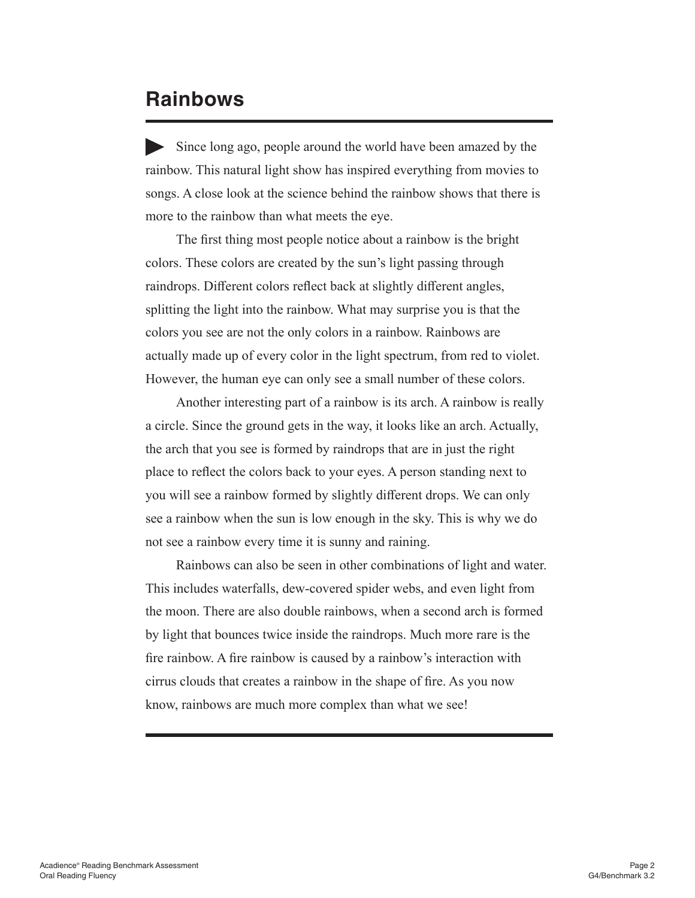# Rainbows

▶ Since long ago, people around the world have been amazed by the rainbow. This natural light show has inspired everything from movies to songs. A close look at the science behind the rainbow shows that there is more to the rainbow than what meets the eye.

The first thing most people notice about a rainbow is the bright colors. These colors are created by the sun's light passing through raindrops. Different colors reflect back at slightly different angles, splitting the light into the rainbow. What may surprise you is that the colors you see are not the only colors in a rainbow. Rainbows are actually made up of every color in the light spectrum, from red to violet. However, the human eye can only see a small number of these colors.

Another interesting part of a rainbow is its arch. A rainbow is really a circle. Since the ground gets in the way, it looks like an arch. Actually, the arch that you see is formed by raindrops that are in just the right place to reflect the colors back to your eyes. A person standing next to you will see a rainbow formed by slightly different drops. We can only see a rainbow when the sun is low enough in the sky. This is why we do not see a rainbow every time it is sunny and raining.

Rainbows can also be seen in other combinations of light and water. This includes waterfalls, dew-covered spider webs, and even light from the moon. There are also double rainbows, when a second arch is formed by light that bounces twice inside the raindrops. Much more rare is the fire rainbow. A fire rainbow is caused by a rainbow's interaction with cirrus clouds that creates a rainbow in the shape of fire. As you now know, rainbows are much more complex than what we see!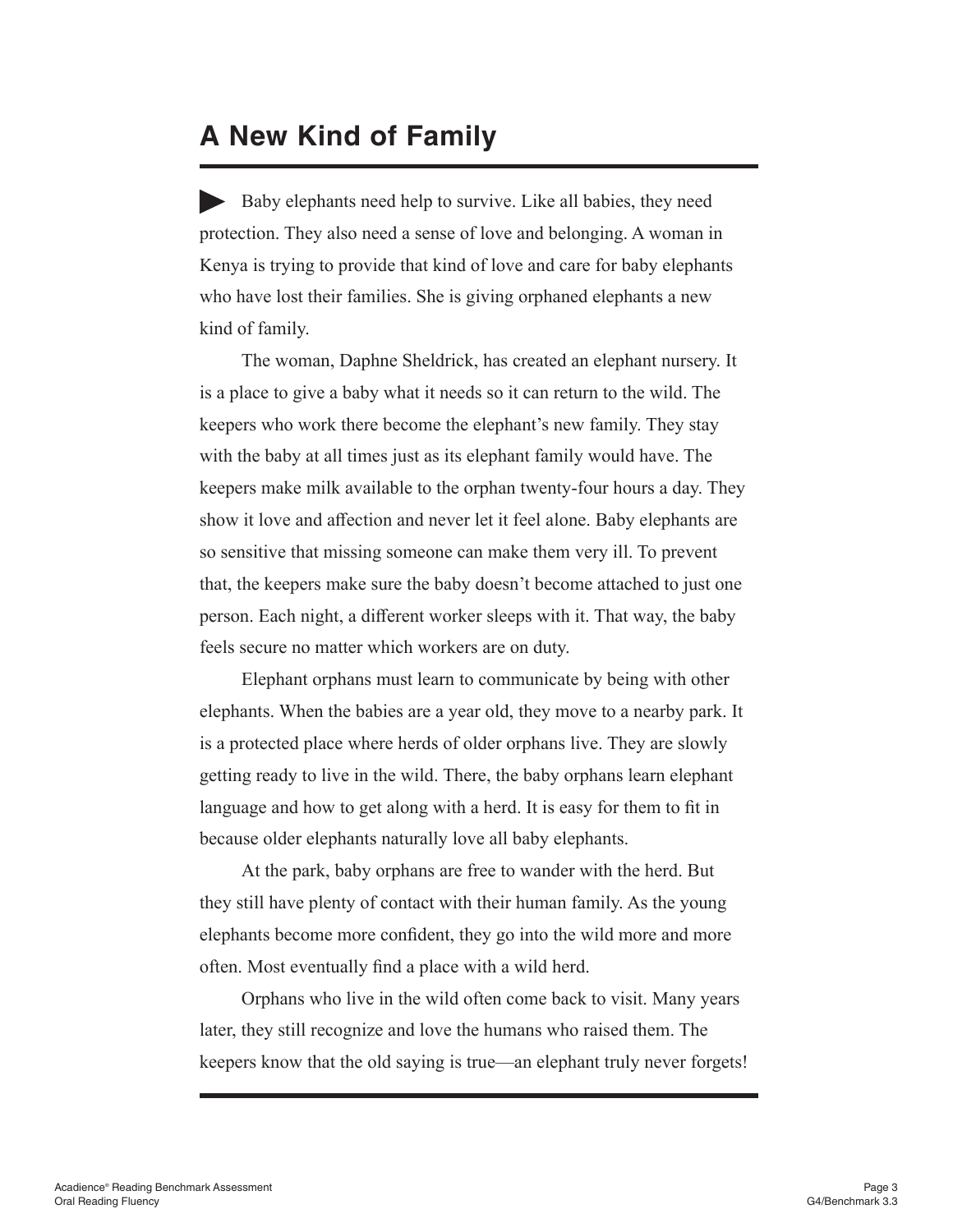## A New Kind of Family

Baby elephants need help to survive. Like all babies, they need protection. They also need a sense of love and belonging. A woman in Kenya is trying to provide that kind of love and care for baby elephants who have lost their families. She is giving orphaned elephants a new kind of family.

The woman, Daphne Sheldrick, has created an elephant nursery. It is a place to give a baby what it needs so it can return to the wild. The keepers who work there become the elephant's new family. They stay with the baby at all times just as its elephant family would have. The keepers make milk available to the orphan twenty-four hours a day. They show it love and affection and never let it feel alone. Baby elephants are so sensitive that missing someone can make them very ill. To prevent that, the keepers make sure the baby doesn't become attached to just one person. Each night, a different worker sleeps with it. That way, the baby feels secure no matter which workers are on duty.

Elephant orphans must learn to communicate by being with other elephants. When the babies are a year old, they move to a nearby park. It is a protected place where herds of older orphans live. They are slowly getting ready to live in the wild. There, the baby orphans learn elephant language and how to get along with a herd. It is easy for them to fit in because older elephants naturally love all baby elephants.

At the park, baby orphans are free to wander with the herd. But they still have plenty of contact with their human family. As the young elephants become more confident, they go into the wild more and more often. Most eventually find a place with a wild herd.

Orphans who live in the wild often come back to visit. Many years later, they still recognize and love the humans who raised them. The keepers know that the old saying is true—an elephant truly never forgets!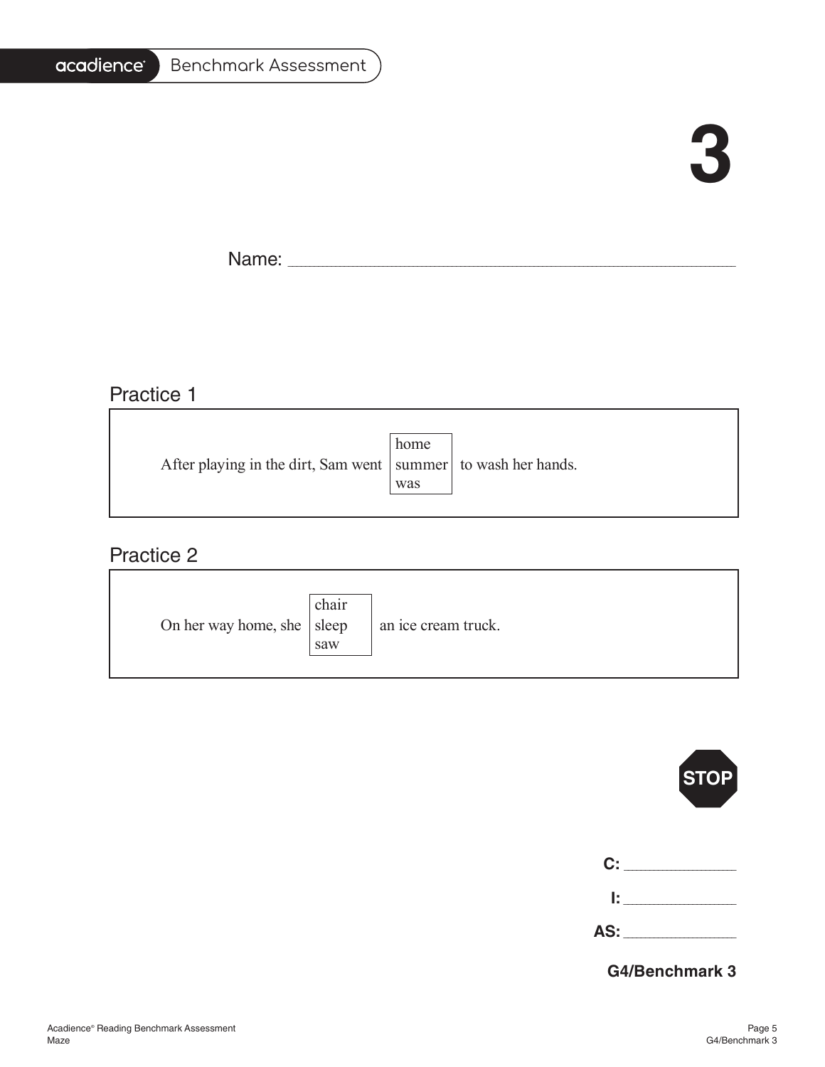# 3

Name: ____________________________________________

## Practice 1

After playing in the dirt, Sam went [home / summer / was] to wash her hands.

## Practice 2

On her way home, she [chair / sleep / saw] an ice cream truck.

STOP

C: ______________

I: ______________

AS: ______________

**G4/Benchmark 3**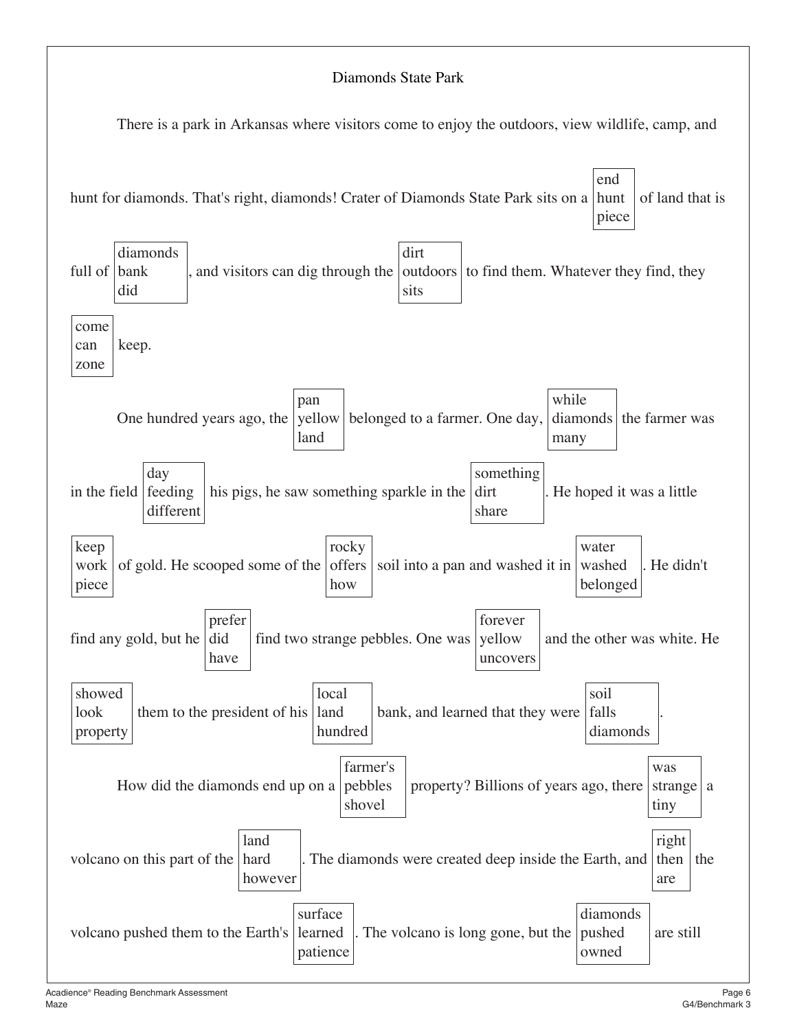# Diamonds State Park

There is a park in Arkansas where visitors come to enjoy the outdoors, view wildlife, camp, and hunt for diamonds. That's right, diamonds! Crater of Diamonds State Park sits on a [end / hunt / piece] of land that is full of [diamonds / bank / did], and visitors can dig through the [dirt / outdoors / sits] to find them. Whatever they find, they [come / can / zone] keep.

One hundred years ago, the [pan / yellow / land] belonged to a farmer. One day, [while / diamonds / many] the farmer was in the field [day / feeding / different] his pigs, he saw something sparkle in the [something / dirt / share]. He hoped it was a little [keep / work / piece] of gold. He scooped some of the [rocky / offers / how] soil into a pan and washed it in [water / washed / belonged]. He didn't find any gold, but he [prefer / did / have] find two strange pebbles. One was [forever / yellow / uncovers] and the other was white. He [showed / look / property] them to the president of his [local / land / hundred] bank, and learned that they were [soil / falls / diamonds].

How did the diamonds end up on a [farmer's / pebbles / shovel] property? Billions of years ago, there [was / strange / tiny] a volcano on this part of the [land / hard / however]. The diamonds were created deep inside the Earth, and [right / then / are] the volcano pushed them to the Earth's [surface / learned / patience]. The volcano is long gone, but the [diamonds / pushed / owned] are still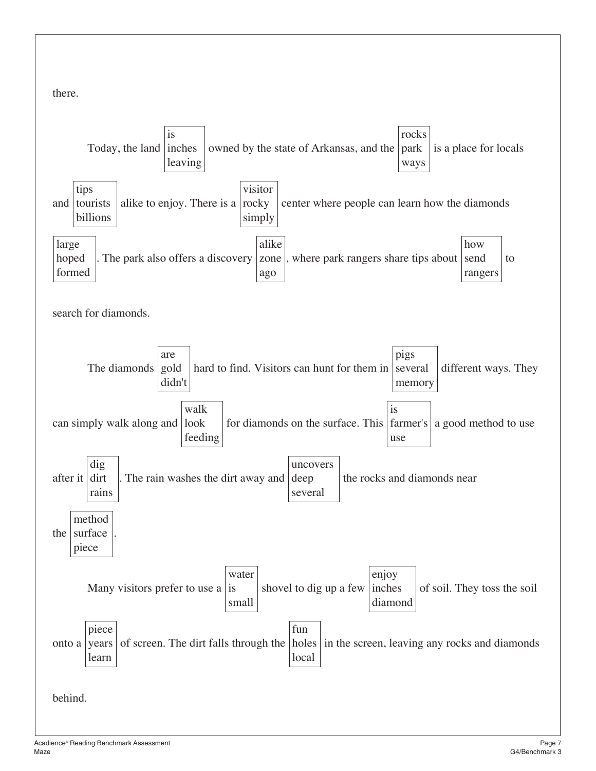there.

Today, the land [is / inches / leaving] owned by the state of Arkansas, and the [rocks / park / ways] is a place for locals and [tips / tourists / billions] alike to enjoy. There is a [visitor / rocky / simply] center where people can learn how the diamonds [large / hoped / formed]. The park also offers a discovery [alike / zone / ago], where park rangers share tips about [how / send / rangers] to search for diamonds.

The diamonds [are / gold / didn't] hard to find. Visitors can hunt for them in [pigs / several / memory] different ways. They can simply walk along and [walk / look / feeding] for diamonds on the surface. This [is / farmer's / use] a good method to use after it [dig / dirt / rains]. The rain washes the dirt away and [uncovers / deep / several] the rocks and diamonds near the [method / surface / piece].

Many visitors prefer to use a [water / is / small] shovel to dig up a few [enjoy / inches / diamond] of soil. They toss the soil onto a [piece / years / learn] of screen. The dirt falls through the [fun / holes / local] in the screen, leaving any rocks and diamonds behind.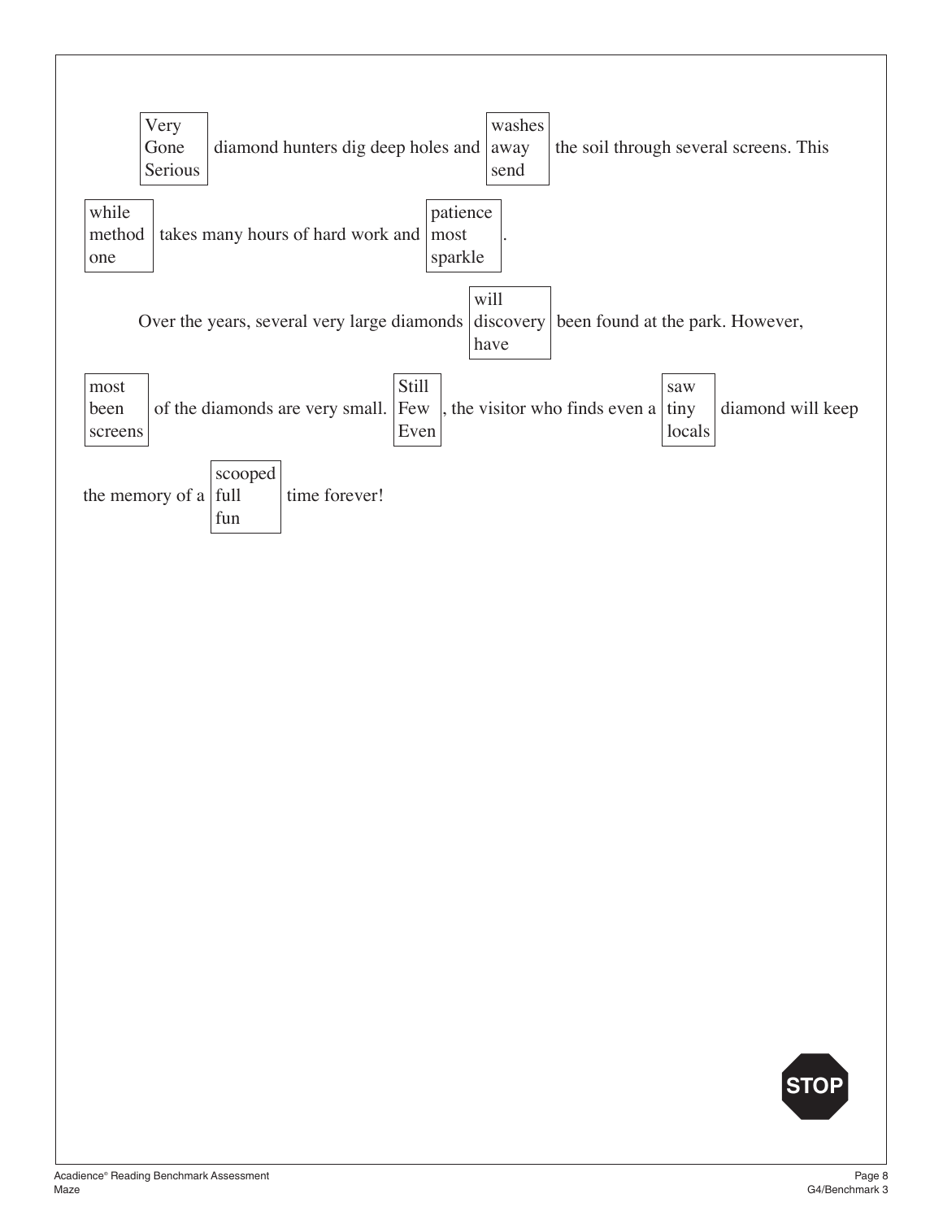[Very / Gone / Serious] diamond hunters dig deep holes and [washes / away / send] the soil through several screens. This [while / method / one] takes many hours of hard work and [patience / most / sparkle].

Over the years, several very large diamonds [will / discovery / have] been found at the park. However, [most / been / screens] of the diamonds are very small. [Still / Few / Even], the visitor who finds even a [saw / tiny / locals] diamond will keep the memory of a [scooped / full / fun] time forever!

STOP